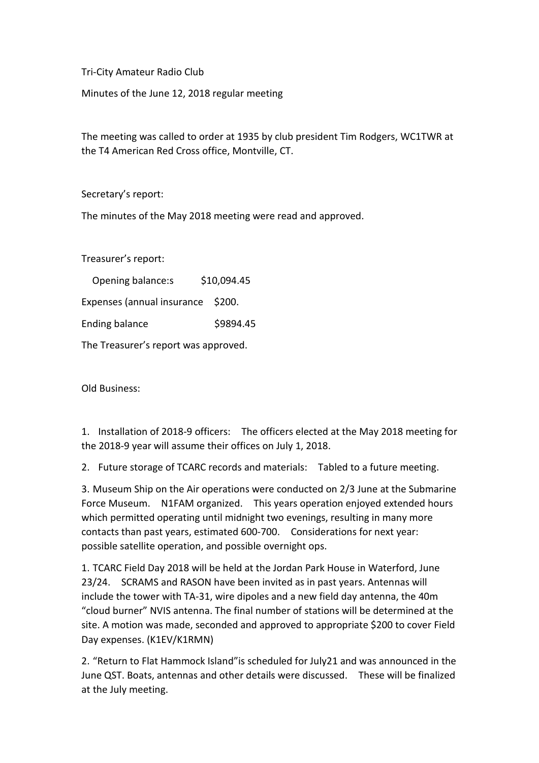Tri-City Amateur Radio Club

Minutes of the June 12, 2018 regular meeting

The meeting was called to order at 1935 by club president Tim Rodgers, WC1TWR at the T4 American Red Cross office, Montville, CT.

Secretary's report:

The minutes of the May 2018 meeting were read and approved.

Treasurer's report:

Opening balance:s $10,094.45

Expenses (annual insurance $200.

Ending balance $9894.45

The Treasurer's report was approved.

Old Business:

1. Installation of 2018-9 officers: The officers elected at the May 2018 meeting for the 2018-9 year will assume their offices on July 1, 2018.

2. Future storage of TCARC records and materials: Tabled to a future meeting.

3. Museum Ship on the Air operations were conducted on 2/3 June at the Submarine Force Museum. N1FAM organized. This years operation enjoyed extended hours which permitted operating until midnight two evenings, resulting in many more contacts than past years, estimated 600-700. Considerations for next year: possible satellite operation, and possible overnight ops.

1. TCARC Field Day 2018 will be held at the Jordan Park House in Waterford, June 23/24. SCRAMS and RASON have been invited as in past years. Antennas will include the tower with TA-31, wire dipoles and a new field day antenna, the 40m "cloud burner" NVIS antenna. The final number of stations will be determined at the site. A motion was made, seconded and approved to appropriate $200 to cover Field Day expenses. (K1EV/K1RMN)

2. "Return to Flat Hammock Island"is scheduled for July21 and was announced in the June QST. Boats, antennas and other details were discussed. These will be finalized at the July meeting.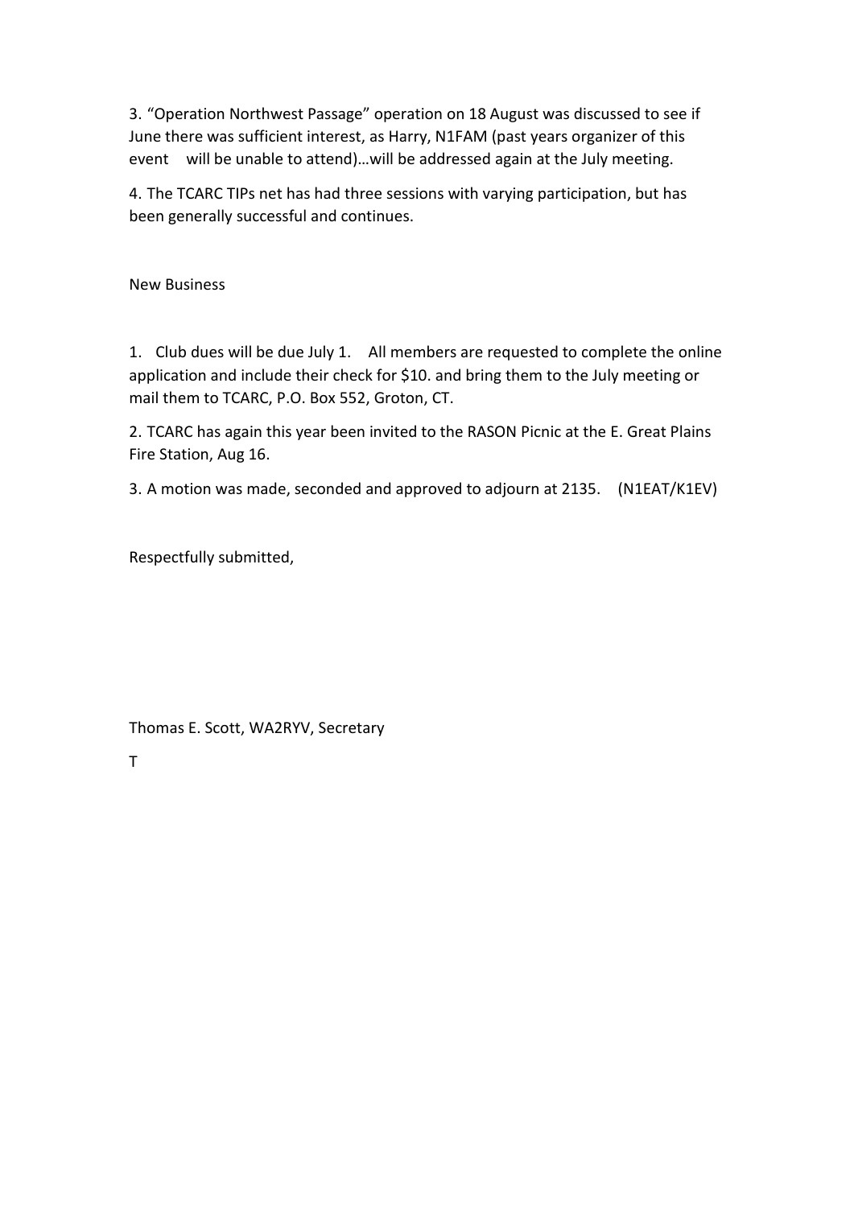3. "Operation Northwest Passage" operation on 18 August was discussed to see if June there was sufficient interest, as Harry, N1FAM (past years organizer of this event will be unable to attend)…will be addressed again at the July meeting.

4. The TCARC TIPs net has had three sessions with varying participation, but has been generally successful and continues.

New Business

1. Club dues will be due July 1. All members are requested to complete the online application and include their check for $10. and bring them to the July meeting or mail them to TCARC, P.O. Box 552, Groton, CT.

2. TCARC has again this year been invited to the RASON Picnic at the E. Great Plains Fire Station, Aug 16.

3. A motion was made, seconded and approved to adjourn at 2135. (N1EAT/K1EV)

Respectfully submitted,

Thomas E. Scott, WA2RYV, Secretary

T